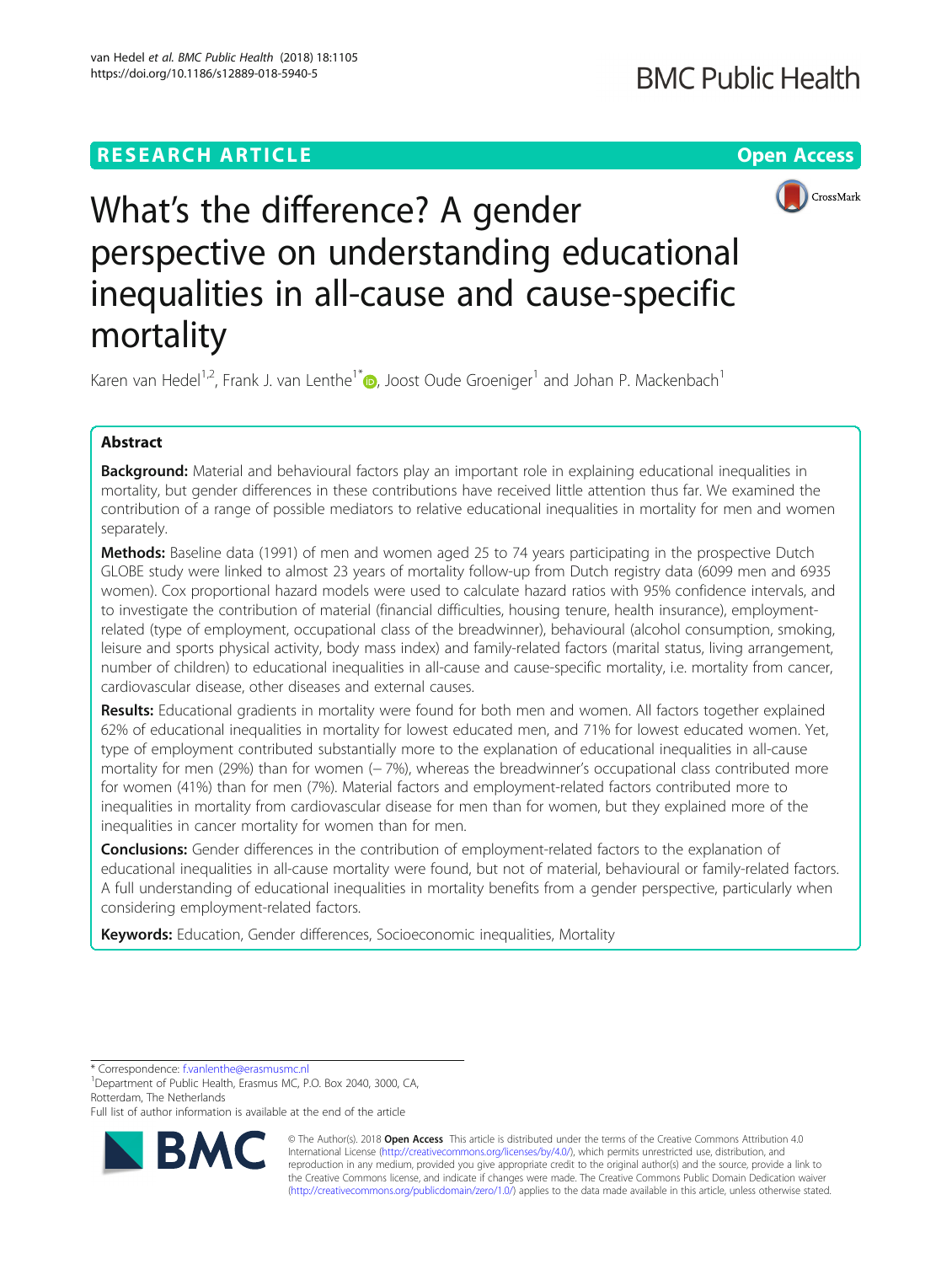RESEARCH ARTICLE

Open Access

# What's the difference? A gender perspective on understanding educational inequalities in all-cause and cause-specific mortality

Karen van Hedel[1,2], Frank J. van Lenthe[1*], Joost Oude Groeniger[1] and Johan P. Mackenbach[1]

## Abstract

**Background:** Material and behavioural factors play an important role in explaining educational inequalities in mortality, but gender differences in these contributions have received little attention thus far. We examined the contribution of a range of possible mediators to relative educational inequalities in mortality for men and women separately.

**Methods:** Baseline data (1991) of men and women aged 25 to 74 years participating in the prospective Dutch GLOBE study were linked to almost 23 years of mortality follow-up from Dutch registry data (6099 men and 6935 women). Cox proportional hazard models were used to calculate hazard ratios with 95% confidence intervals, and to investigate the contribution of material (financial difficulties, housing tenure, health insurance), employment-related (type of employment, occupational class of the breadwinner), behavioural (alcohol consumption, smoking, leisure and sports physical activity, body mass index) and family-related factors (marital status, living arrangement, number of children) to educational inequalities in all-cause and cause-specific mortality, i.e. mortality from cancer, cardiovascular disease, other diseases and external causes.

**Results:** Educational gradients in mortality were found for both men and women. All factors together explained 62% of educational inequalities in mortality for lowest educated men, and 71% for lowest educated women. Yet, type of employment contributed substantially more to the explanation of educational inequalities in all-cause mortality for men (29%) than for women (− 7%), whereas the breadwinner's occupational class contributed more for women (41%) than for men (7%). Material factors and employment-related factors contributed more to inequalities in mortality from cardiovascular disease for men than for women, but they explained more of the inequalities in cancer mortality for women than for men.

**Conclusions:** Gender differences in the contribution of employment-related factors to the explanation of educational inequalities in all-cause mortality were found, but not of material, behavioural or family-related factors. A full understanding of educational inequalities in mortality benefits from a gender perspective, particularly when considering employment-related factors.

**Keywords:** Education, Gender differences, Socioeconomic inequalities, Mortality

---

* Correspondence: f.vanlenthe@erasmusmc.nl
[1]Department of Public Health, Erasmus MC, P.O. Box 2040, 3000, CA, Rotterdam, The Netherlands
Full list of author information is available at the end of the article

© The Author(s). 2018 **Open Access** This article is distributed under the terms of the Creative Commons Attribution 4.0 International License (http://creativecommons.org/licenses/by/4.0/), which permits unrestricted use, distribution, and reproduction in any medium, provided you give appropriate credit to the original author(s) and the source, provide a link to the Creative Commons license, and indicate if changes were made. The Creative Commons Public Domain Dedication waiver (http://creativecommons.org/publicdomain/zero/1.0/) applies to the data made available in this article, unless otherwise stated.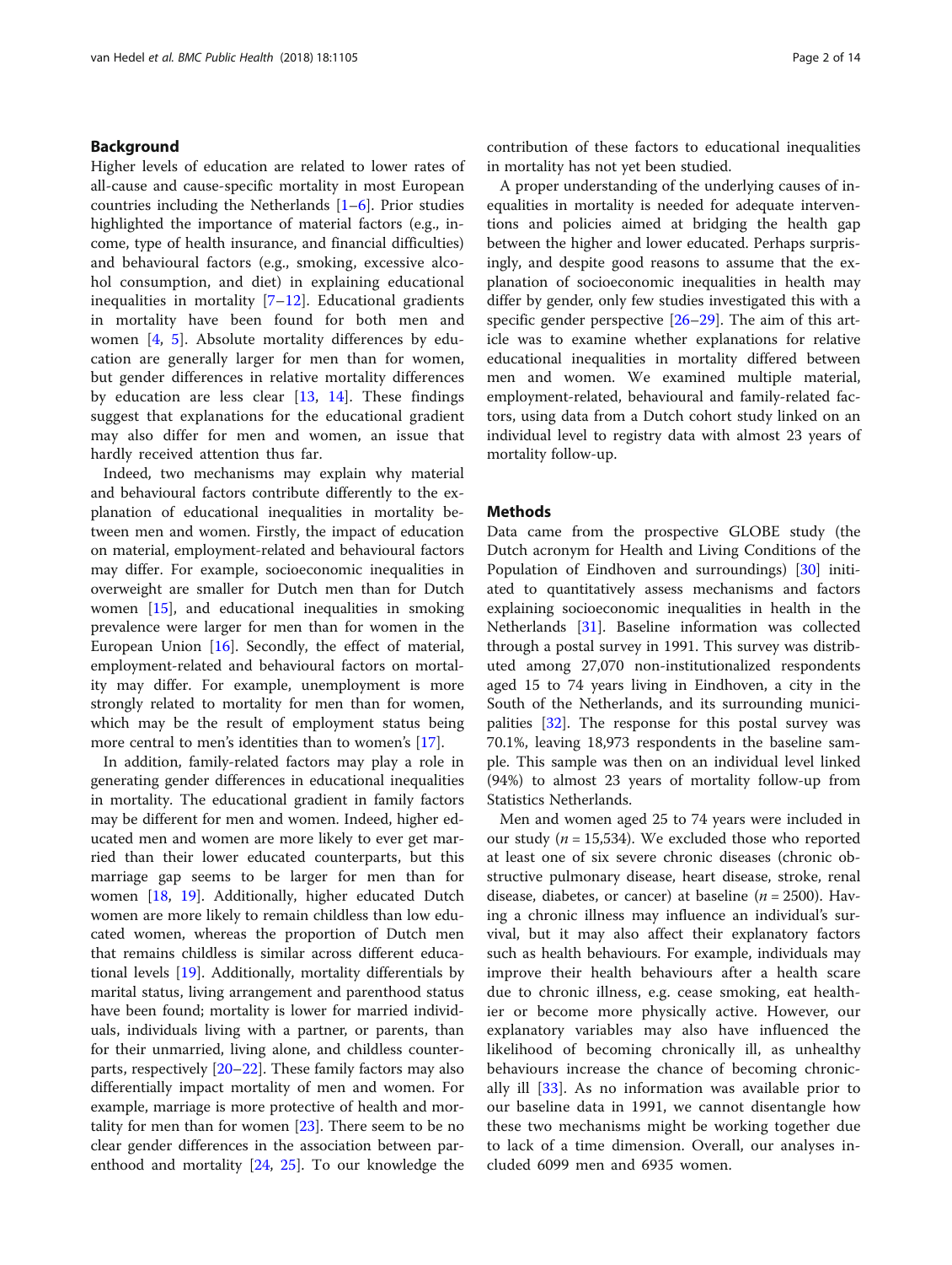## Background

Higher levels of education are related to lower rates of all-cause and cause-specific mortality in most European countries including the Netherlands [1–6]. Prior studies highlighted the importance of material factors (e.g., income, type of health insurance, and financial difficulties) and behavioural factors (e.g., smoking, excessive alcohol consumption, and diet) in explaining educational inequalities in mortality [7–12]. Educational gradients in mortality have been found for both men and women [4, 5]. Absolute mortality differences by education are generally larger for men than for women, but gender differences in relative mortality differences by education are less clear [13, 14]. These findings suggest that explanations for the educational gradient may also differ for men and women, an issue that hardly received attention thus far.

Indeed, two mechanisms may explain why material and behavioural factors contribute differently to the explanation of educational inequalities in mortality between men and women. Firstly, the impact of education on material, employment-related and behavioural factors may differ. For example, socioeconomic inequalities in overweight are smaller for Dutch men than for Dutch women [15], and educational inequalities in smoking prevalence were larger for men than for women in the European Union [16]. Secondly, the effect of material, employment-related and behavioural factors on mortality may differ. For example, unemployment is more strongly related to mortality for men than for women, which may be the result of employment status being more central to men's identities than to women's [17].

In addition, family-related factors may play a role in generating gender differences in educational inequalities in mortality. The educational gradient in family factors may be different for men and women. Indeed, higher educated men and women are more likely to ever get married than their lower educated counterparts, but this marriage gap seems to be larger for men than for women [18, 19]. Additionally, higher educated Dutch women are more likely to remain childless than low educated women, whereas the proportion of Dutch men that remains childless is similar across different educational levels [19]. Additionally, mortality differentials by marital status, living arrangement and parenthood status have been found; mortality is lower for married individuals, individuals living with a partner, or parents, than for their unmarried, living alone, and childless counterparts, respectively [20–22]. These family factors may also differentially impact mortality of men and women. For example, marriage is more protective of health and mortality for men than for women [23]. There seem to be no clear gender differences in the association between parenthood and mortality [24, 25]. To our knowledge the contribution of these factors to educational inequalities in mortality has not yet been studied.

A proper understanding of the underlying causes of inequalities in mortality is needed for adequate interventions and policies aimed at bridging the health gap between the higher and lower educated. Perhaps surprisingly, and despite good reasons to assume that the explanation of socioeconomic inequalities in health may differ by gender, only few studies investigated this with a specific gender perspective [26–29]. The aim of this article was to examine whether explanations for relative educational inequalities in mortality differed between men and women. We examined multiple material, employment-related, behavioural and family-related factors, using data from a Dutch cohort study linked on an individual level to registry data with almost 23 years of mortality follow-up.

## Methods

Data came from the prospective GLOBE study (the Dutch acronym for Health and Living Conditions of the Population of Eindhoven and surroundings) [30] initiated to quantitatively assess mechanisms and factors explaining socioeconomic inequalities in health in the Netherlands [31]. Baseline information was collected through a postal survey in 1991. This survey was distributed among 27,070 non-institutionalized respondents aged 15 to 74 years living in Eindhoven, a city in the South of the Netherlands, and its surrounding municipalities [32]. The response for this postal survey was 70.1%, leaving 18,973 respondents in the baseline sample. This sample was then on an individual level linked (94%) to almost 23 years of mortality follow-up from Statistics Netherlands.

Men and women aged 25 to 74 years were included in our study ($n = 15{,}534$). We excluded those who reported at least one of six severe chronic diseases (chronic obstructive pulmonary disease, heart disease, stroke, renal disease, diabetes, or cancer) at baseline ($n = 2500$). Having a chronic illness may influence an individual's survival, but it may also affect their explanatory factors such as health behaviours. For example, individuals may improve their health behaviours after a health scare due to chronic illness, e.g. cease smoking, eat healthier or become more physically active. However, our explanatory variables may also have influenced the likelihood of becoming chronically ill, as unhealthy behaviours increase the chance of becoming chronically ill [33]. As no information was available prior to our baseline data in 1991, we cannot disentangle how these two mechanisms might be working together due to lack of a time dimension. Overall, our analyses included 6099 men and 6935 women.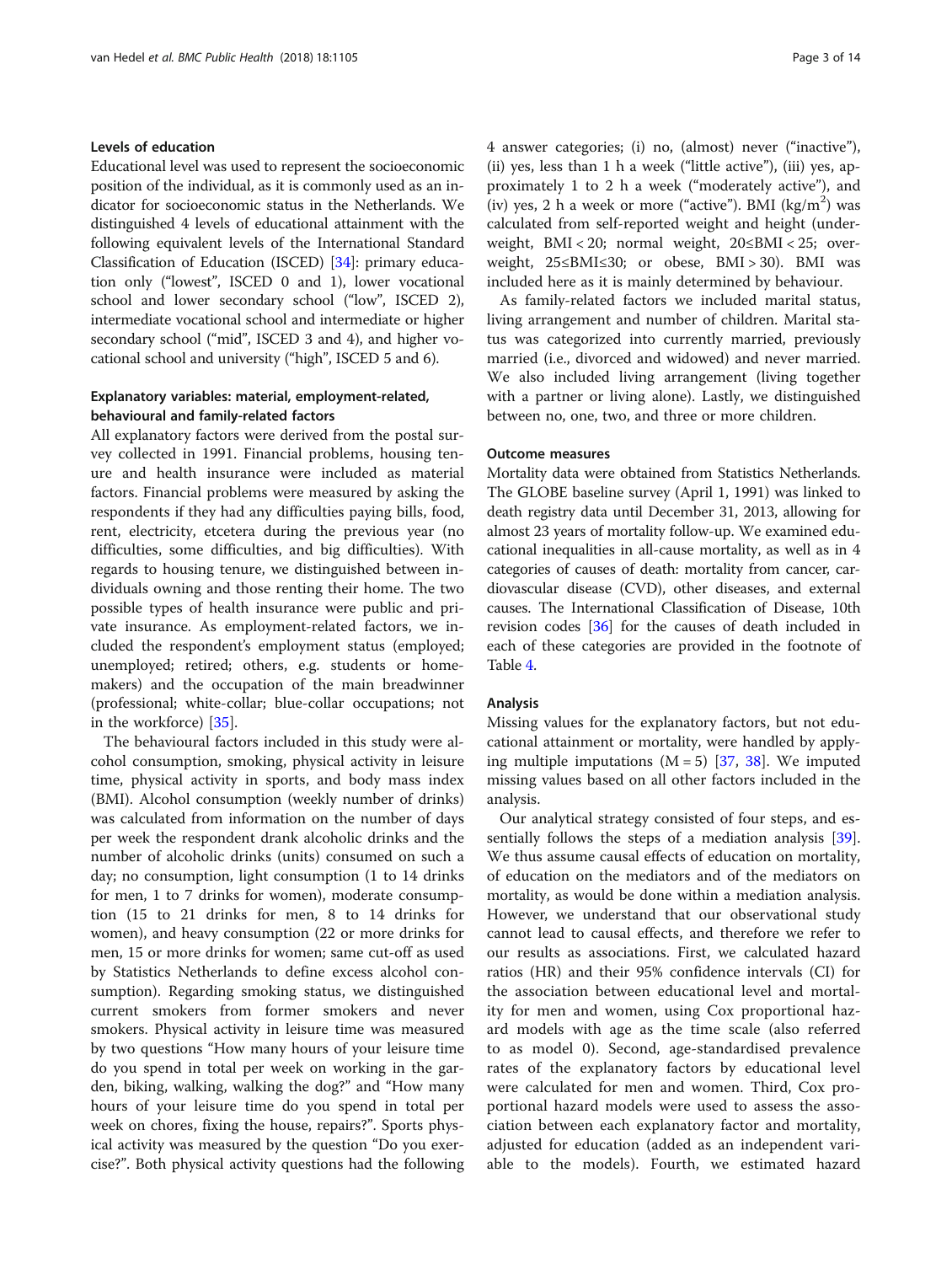### Levels of education

Educational level was used to represent the socioeconomic position of the individual, as it is commonly used as an indicator for socioeconomic status in the Netherlands. We distinguished 4 levels of educational attainment with the following equivalent levels of the International Standard Classification of Education (ISCED) [34]: primary education only ("lowest", ISCED 0 and 1), lower vocational school and lower secondary school ("low", ISCED 2), intermediate vocational school and intermediate or higher secondary school ("mid", ISCED 3 and 4), and higher vocational school and university ("high", ISCED 5 and 6).

### Explanatory variables: material, employment-related, behavioural and family-related factors

All explanatory factors were derived from the postal survey collected in 1991. Financial problems, housing tenure and health insurance were included as material factors. Financial problems were measured by asking the respondents if they had any difficulties paying bills, food, rent, electricity, etcetera during the previous year (no difficulties, some difficulties, and big difficulties). With regards to housing tenure, we distinguished between individuals owning and those renting their home. The two possible types of health insurance were public and private insurance. As employment-related factors, we included the respondent's employment status (employed; unemployed; retired; others, e.g. students or homemakers) and the occupation of the main breadwinner (professional; white-collar; blue-collar occupations; not in the workforce) [35].

The behavioural factors included in this study were alcohol consumption, smoking, physical activity in leisure time, physical activity in sports, and body mass index (BMI). Alcohol consumption (weekly number of drinks) was calculated from information on the number of days per week the respondent drank alcoholic drinks and the number of alcoholic drinks (units) consumed on such a day; no consumption, light consumption (1 to 14 drinks for men, 1 to 7 drinks for women), moderate consumption (15 to 21 drinks for men, 8 to 14 drinks for women), and heavy consumption (22 or more drinks for men, 15 or more drinks for women; same cut-off as used by Statistics Netherlands to define excess alcohol consumption). Regarding smoking status, we distinguished current smokers from former smokers and never smokers. Physical activity in leisure time was measured by two questions "How many hours of your leisure time do you spend in total per week on working in the garden, biking, walking, walking the dog?" and "How many hours of your leisure time do you spend in total per week on chores, fixing the house, repairs?". Sports physical activity was measured by the question "Do you exercise?". Both physical activity questions had the following 4 answer categories; (i) no, (almost) never ("inactive"), (ii) yes, less than 1 h a week ("little active"), (iii) yes, approximately 1 to 2 h a week ("moderately active"), and (iv) yes, 2 h a week or more ("active"). BMI ($kg/m^2$) was calculated from self-reported weight and height (underweight, $BMI < 20$; normal weight, $20 \leq BMI < 25$; overweight, $25 \leq BMI \leq 30$; or obese, $BMI > 30$). BMI was included here as it is mainly determined by behaviour.

As family-related factors we included marital status, living arrangement and number of children. Marital status was categorized into currently married, previously married (i.e., divorced and widowed) and never married. We also included living arrangement (living together with a partner or living alone). Lastly, we distinguished between no, one, two, and three or more children.

### Outcome measures

Mortality data were obtained from Statistics Netherlands. The GLOBE baseline survey (April 1, 1991) was linked to death registry data until December 31, 2013, allowing for almost 23 years of mortality follow-up. We examined educational inequalities in all-cause mortality, as well as in 4 categories of causes of death: mortality from cancer, cardiovascular disease (CVD), other diseases, and external causes. The International Classification of Disease, 10th revision codes [36] for the causes of death included in each of these categories are provided in the footnote of Table 4.

### Analysis

Missing values for the explanatory factors, but not educational attainment or mortality, were handled by applying multiple imputations ($M = 5$) [37, 38]. We imputed missing values based on all other factors included in the analysis.

Our analytical strategy consisted of four steps, and essentially follows the steps of a mediation analysis [39]. We thus assume causal effects of education on mortality, of education on the mediators and of the mediators on mortality, as would be done within a mediation analysis. However, we understand that our observational study cannot lead to causal effects, and therefore we refer to our results as associations. First, we calculated hazard ratios (HR) and their 95% confidence intervals (CI) for the association between educational level and mortality for men and women, using Cox proportional hazard models with age as the time scale (also referred to as model 0). Second, age-standardised prevalence rates of the explanatory factors by educational level were calculated for men and women. Third, Cox proportional hazard models were used to assess the association between each explanatory factor and mortality, adjusted for education (added as an independent variable to the models). Fourth, we estimated hazard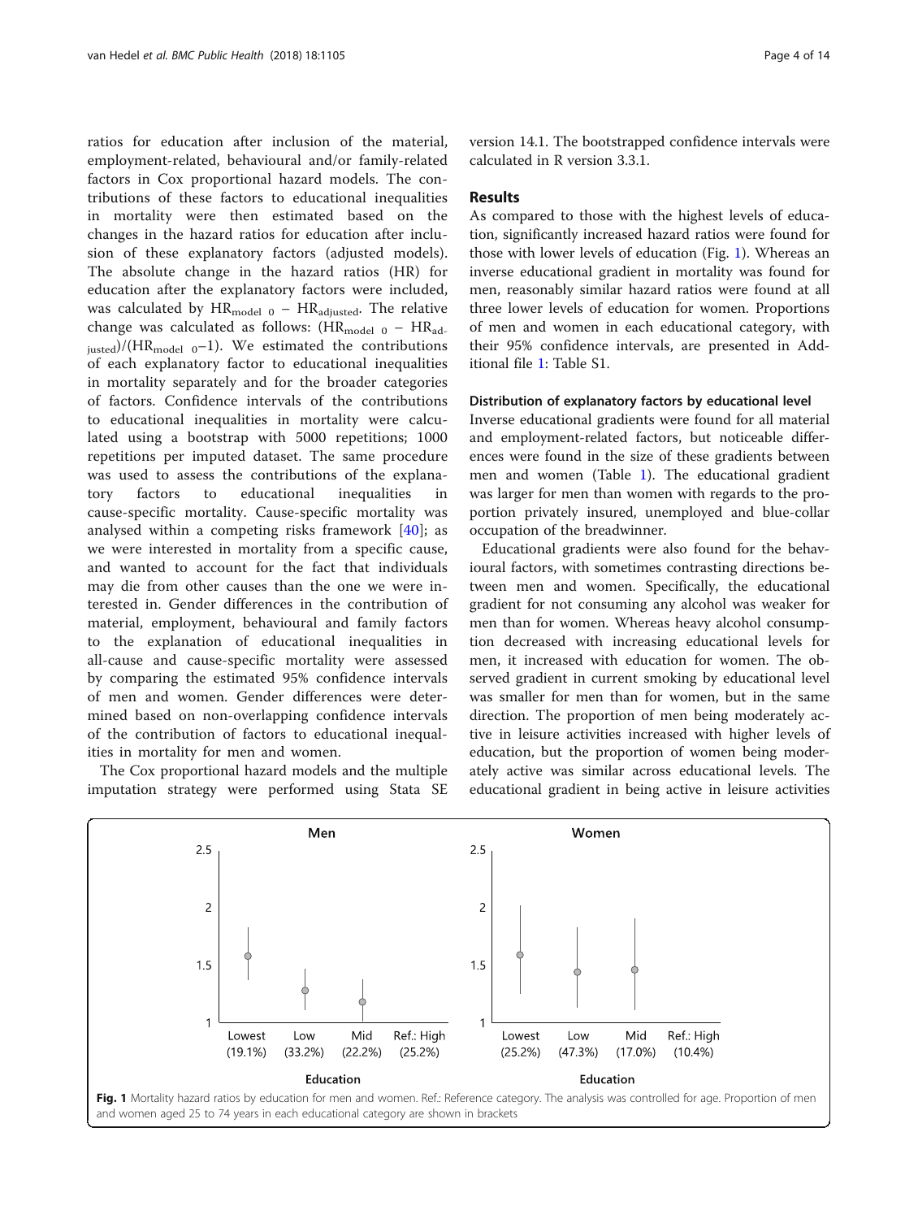ratios for education after inclusion of the material, employment-related, behavioural and/or family-related factors in Cox proportional hazard models. The contributions of these factors to educational inequalities in mortality were then estimated based on the changes in the hazard ratios for education after inclusion of these explanatory factors (adjusted models). The absolute change in the hazard ratios (HR) for education after the explanatory factors were included, was calculated by $HR_{model\ 0} - HR_{adjusted}$. The relative change was calculated as follows: $(HR_{model\ 0} - HR_{adjusted})/(HR_{model\ 0} - 1)$. We estimated the contributions of each explanatory factor to educational inequalities in mortality separately and for the broader categories of factors. Confidence intervals of the contributions to educational inequalities in mortality were calculated using a bootstrap with 5000 repetitions; 1000 repetitions per imputed dataset. The same procedure was used to assess the contributions of the explanatory factors to educational inequalities in cause-specific mortality. Cause-specific mortality was analysed within a competing risks framework [40]; as we were interested in mortality from a specific cause, and wanted to account for the fact that individuals may die from other causes than the one we were interested in. Gender differences in the contribution of material, employment, behavioural and family factors to the explanation of educational inequalities in all-cause and cause-specific mortality were assessed by comparing the estimated 95% confidence intervals of men and women. Gender differences were determined based on non-overlapping confidence intervals of the contribution of factors to educational inequalities in mortality for men and women.

The Cox proportional hazard models and the multiple imputation strategy were performed using Stata SE version 14.1. The bootstrapped confidence intervals were calculated in R version 3.3.1.

## Results

As compared to those with the highest levels of education, significantly increased hazard ratios were found for those with lower levels of education (Fig. 1). Whereas an inverse educational gradient in mortality was found for men, reasonably similar hazard ratios were found at all three lower levels of education for women. Proportions of men and women in each educational category, with their 95% confidence intervals, are presented in Additional file 1: Table S1.

### Distribution of explanatory factors by educational level

Inverse educational gradients were found for all material and employment-related factors, but noticeable differences were found in the size of these gradients between men and women (Table 1). The educational gradient was larger for men than women with regards to the proportion privately insured, unemployed and blue-collar occupation of the breadwinner.

Educational gradients were also found for the behavioural factors, with sometimes contrasting directions between men and women. Specifically, the educational gradient for not consuming any alcohol was weaker for men than for women. Whereas heavy alcohol consumption decreased with increasing educational levels for men, it increased with education for women. The observed gradient in current smoking by educational level was smaller for men than for women, but in the same direction. The proportion of men being moderately active in leisure activities increased with higher levels of education, but the proportion of women being moderately active was similar across educational levels. The educational gradient in being active in leisure activities

Fig. 1 Mortality hazard ratios by education for men and women. Ref.: Reference category. The analysis was controlled for age. Proportion of men and women aged 25 to 74 years in each educational category are shown in brackets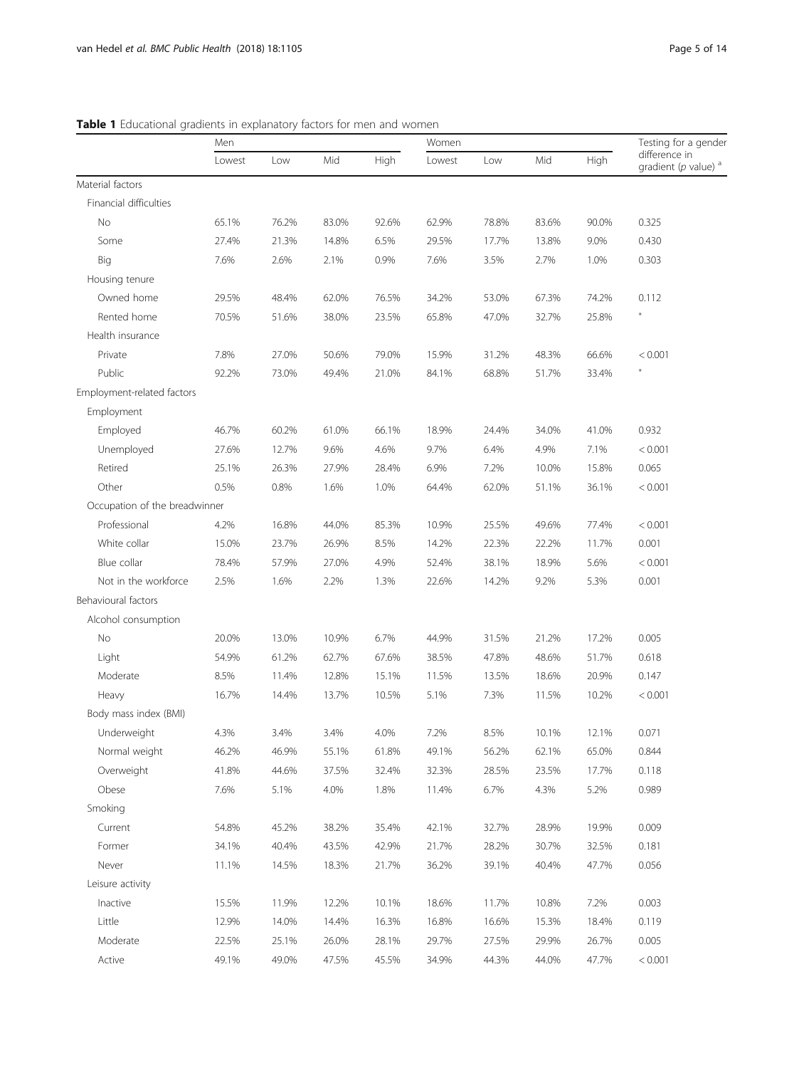**Table 1** Educational gradients in explanatory factors for men and women

| | Men | | | | Women | | | | Testing for a gender difference in gradient ($p$ value) [a] |
|---|---|---|---|---|---|---|---|---|---|
| | Lowest | Low | Mid | High | Lowest | Low | Mid | High | |
| Material factors | | | | | | | | | |
| Financial difficulties | | | | | | | | | |
| No | 65.1% | 76.2% | 83.0% | 92.6% | 62.9% | 78.8% | 83.6% | 90.0% | 0.325 |
| Some | 27.4% | 21.3% | 14.8% | 6.5% | 29.5% | 17.7% | 13.8% | 9.0% | 0.430 |
| Big | 7.6% | 2.6% | 2.1% | 0.9% | 7.6% | 3.5% | 2.7% | 1.0% | 0.303 |
| Housing tenure | | | | | | | | | |
| Owned home | 29.5% | 48.4% | 62.0% | 76.5% | 34.2% | 53.0% | 67.3% | 74.2% | 0.112 |
| Rented home | 70.5% | 51.6% | 38.0% | 23.5% | 65.8% | 47.0% | 32.7% | 25.8% | " |
| Health insurance | | | | | | | | | |
| Private | 7.8% | 27.0% | 50.6% | 79.0% | 15.9% | 31.2% | 48.3% | 66.6% | < 0.001 |
| Public | 92.2% | 73.0% | 49.4% | 21.0% | 84.1% | 68.8% | 51.7% | 33.4% | " |
| Employment-related factors | | | | | | | | | |
| Employment | | | | | | | | | |
| Employed | 46.7% | 60.2% | 61.0% | 66.1% | 18.9% | 24.4% | 34.0% | 41.0% | 0.932 |
| Unemployed | 27.6% | 12.7% | 9.6% | 4.6% | 9.7% | 6.4% | 4.9% | 7.1% | < 0.001 |
| Retired | 25.1% | 26.3% | 27.9% | 28.4% | 6.9% | 7.2% | 10.0% | 15.8% | 0.065 |
| Other | 0.5% | 0.8% | 1.6% | 1.0% | 64.4% | 62.0% | 51.1% | 36.1% | < 0.001 |
| Occupation of the breadwinner | | | | | | | | | |
| Professional | 4.2% | 16.8% | 44.0% | 85.3% | 10.9% | 25.5% | 49.6% | 77.4% | < 0.001 |
| White collar | 15.0% | 23.7% | 26.9% | 8.5% | 14.2% | 22.3% | 22.2% | 11.7% | 0.001 |
| Blue collar | 78.4% | 57.9% | 27.0% | 4.9% | 52.4% | 38.1% | 18.9% | 5.6% | < 0.001 |
| Not in the workforce | 2.5% | 1.6% | 2.2% | 1.3% | 22.6% | 14.2% | 9.2% | 5.3% | 0.001 |
| Behavioural factors | | | | | | | | | |
| Alcohol consumption | | | | | | | | | |
| No | 20.0% | 13.0% | 10.9% | 6.7% | 44.9% | 31.5% | 21.2% | 17.2% | 0.005 |
| Light | 54.9% | 61.2% | 62.7% | 67.6% | 38.5% | 47.8% | 48.6% | 51.7% | 0.618 |
| Moderate | 8.5% | 11.4% | 12.8% | 15.1% | 11.5% | 13.5% | 18.6% | 20.9% | 0.147 |
| Heavy | 16.7% | 14.4% | 13.7% | 10.5% | 5.1% | 7.3% | 11.5% | 10.2% | < 0.001 |
| Body mass index (BMI) | | | | | | | | | |
| Underweight | 4.3% | 3.4% | 3.4% | 4.0% | 7.2% | 8.5% | 10.1% | 12.1% | 0.071 |
| Normal weight | 46.2% | 46.9% | 55.1% | 61.8% | 49.1% | 56.2% | 62.1% | 65.0% | 0.844 |
| Overweight | 41.8% | 44.6% | 37.5% | 32.4% | 32.3% | 28.5% | 23.5% | 17.7% | 0.118 |
| Obese | 7.6% | 5.1% | 4.0% | 1.8% | 11.4% | 6.7% | 4.3% | 5.2% | 0.989 |
| Smoking | | | | | | | | | |
| Current | 54.8% | 45.2% | 38.2% | 35.4% | 42.1% | 32.7% | 28.9% | 19.9% | 0.009 |
| Former | 34.1% | 40.4% | 43.5% | 42.9% | 21.7% | 28.2% | 30.7% | 32.5% | 0.181 |
| Never | 11.1% | 14.5% | 18.3% | 21.7% | 36.2% | 39.1% | 40.4% | 47.7% | 0.056 |
| Leisure activity | | | | | | | | | |
| Inactive | 15.5% | 11.9% | 12.2% | 10.1% | 18.6% | 11.7% | 10.8% | 7.2% | 0.003 |
| Little | 12.9% | 14.0% | 14.4% | 16.3% | 16.8% | 16.6% | 15.3% | 18.4% | 0.119 |
| Moderate | 22.5% | 25.1% | 26.0% | 28.1% | 29.7% | 27.5% | 29.9% | 26.7% | 0.005 |
| Active | 49.1% | 49.0% | 47.5% | 45.5% | 34.9% | 44.3% | 44.0% | 47.7% | < 0.001 |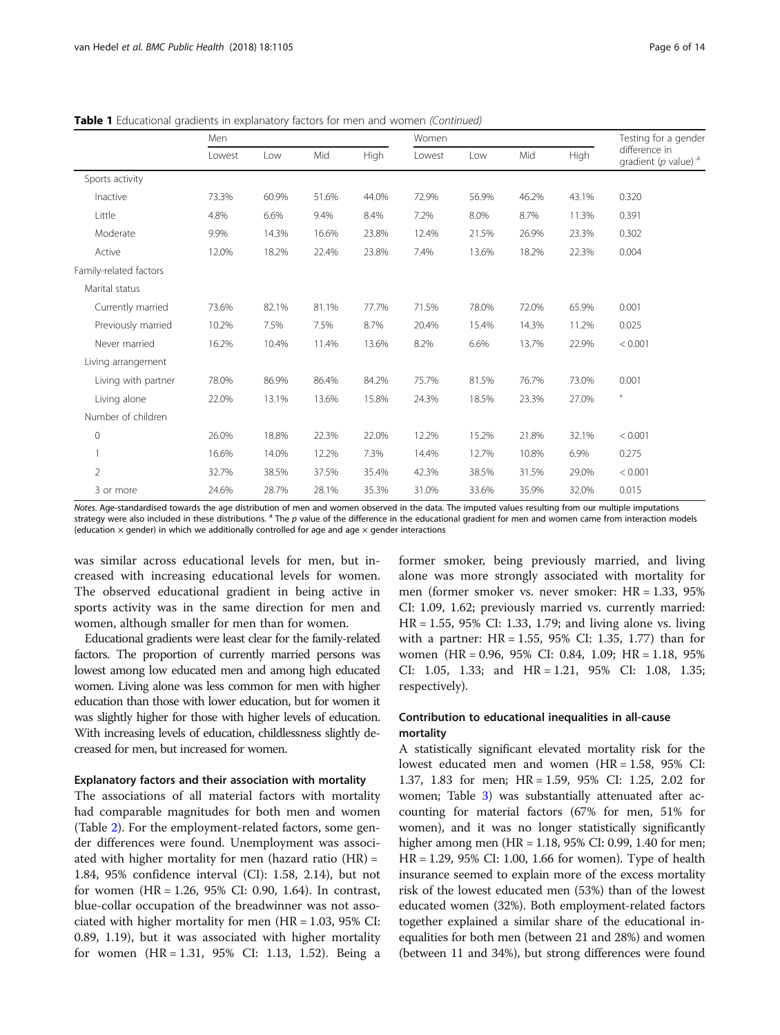**Table 1** Educational gradients in explanatory factors for men and women *(Continued)*

| | Men | | | | Women | | | | Testing for a gender difference in gradient (*p* value) [a] |
|---|---|---|---|---|---|---|---|---|---|
| | Lowest | Low | Mid | High | Lowest | Low | Mid | High | |
| Sports activity | | | | | | | | | |
| Inactive | 73.3% | 60.9% | 51.6% | 44.0% | 72.9% | 56.9% | 46.2% | 43.1% | 0.320 |
| Little | 4.8% | 6.6% | 9.4% | 8.4% | 7.2% | 8.0% | 8.7% | 11.3% | 0.391 |
| Moderate | 9.9% | 14.3% | 16.6% | 23.8% | 12.4% | 21.5% | 26.9% | 23.3% | 0.302 |
| Active | 12.0% | 18.2% | 22.4% | 23.8% | 7.4% | 13.6% | 18.2% | 22.3% | 0.004 |
| Family-related factors | | | | | | | | | |
| Marital status | | | | | | | | | |
| Currently married | 73.6% | 82.1% | 81.1% | 77.7% | 71.5% | 78.0% | 72.0% | 65.9% | 0.001 |
| Previously married | 10.2% | 7.5% | 7.5% | 8.7% | 20.4% | 15.4% | 14.3% | 11.2% | 0.025 |
| Never married | 16.2% | 10.4% | 11.4% | 13.6% | 8.2% | 6.6% | 13.7% | 22.9% | < 0.001 |
| Living arrangement | | | | | | | | | |
| Living with partner | 78.0% | 86.9% | 86.4% | 84.2% | 75.7% | 81.5% | 76.7% | 73.0% | 0.001 |
| Living alone | 22.0% | 13.1% | 13.6% | 15.8% | 24.3% | 18.5% | 23.3% | 27.0% | " |
| Number of children | | | | | | | | | |
| 0 | 26.0% | 18.8% | 22.3% | 22.0% | 12.2% | 15.2% | 21.8% | 32.1% | < 0.001 |
| 1 | 16.6% | 14.0% | 12.2% | 7.3% | 14.4% | 12.7% | 10.8% | 6.9% | 0.275 |
| 2 | 32.7% | 38.5% | 37.5% | 35.4% | 42.3% | 38.5% | 31.5% | 29.0% | < 0.001 |
| 3 or more | 24.6% | 28.7% | 28.1% | 35.3% | 31.0% | 33.6% | 35.9% | 32.0% | 0.015 |

*Notes*. Age-standardised towards the age distribution of men and women observed in the data. The imputed values resulting from our multiple imputations strategy were also included in these distributions. [a] The *p* value of the difference in the educational gradient for men and women came from interaction models (education × gender) in which we additionally controlled for age and age × gender interactions

was similar across educational levels for men, but increased with increasing educational levels for women. The observed educational gradient in being active in sports activity was in the same direction for men and women, although smaller for men than for women.

Educational gradients were least clear for the family-related factors. The proportion of currently married persons was lowest among low educated men and among high educated women. Living alone was less common for men with higher education than those with lower education, but for women it was slightly higher for those with higher levels of education. With increasing levels of education, childlessness slightly decreased for men, but increased for women.

#### Explanatory factors and their association with mortality

The associations of all material factors with mortality had comparable magnitudes for both men and women (Table 2). For the employment-related factors, some gender differences were found. Unemployment was associated with higher mortality for men (hazard ratio (HR) = 1.84, 95% confidence interval (CI): 1.58, 2.14), but not for women (HR = 1.26, 95% CI: 0.90, 1.64). In contrast, blue-collar occupation of the breadwinner was not associated with higher mortality for men (HR = 1.03, 95% CI: 0.89, 1.19), but it was associated with higher mortality for women (HR = 1.31, 95% CI: 1.13, 1.52). Being a former smoker, being previously married, and living alone was more strongly associated with mortality for men (former smoker vs. never smoker: HR = 1.33, 95% CI: 1.09, 1.62; previously married vs. currently married: HR = 1.55, 95% CI: 1.33, 1.79; and living alone vs. living with a partner: HR = 1.55, 95% CI: 1.35, 1.77) than for women (HR = 0.96, 95% CI: 0.84, 1.09; HR = 1.18, 95% CI: 1.05, 1.33; and HR = 1.21, 95% CI: 1.08, 1.35; respectively).

#### Contribution to educational inequalities in all-cause mortality

A statistically significant elevated mortality risk for the lowest educated men and women (HR = 1.58, 95% CI: 1.37, 1.83 for men; HR = 1.59, 95% CI: 1.25, 2.02 for women; Table 3) was substantially attenuated after accounting for material factors (67% for men, 51% for women), and it was no longer statistically significantly higher among men (HR = 1.18, 95% CI: 0.99, 1.40 for men; HR = 1.29, 95% CI: 1.00, 1.66 for women). Type of health insurance seemed to explain more of the excess mortality risk of the lowest educated men (53%) than of the lowest educated women (32%). Both employment-related factors together explained a similar share of the educational inequalities for both men (between 21 and 28%) and women (between 11 and 34%), but strong differences were found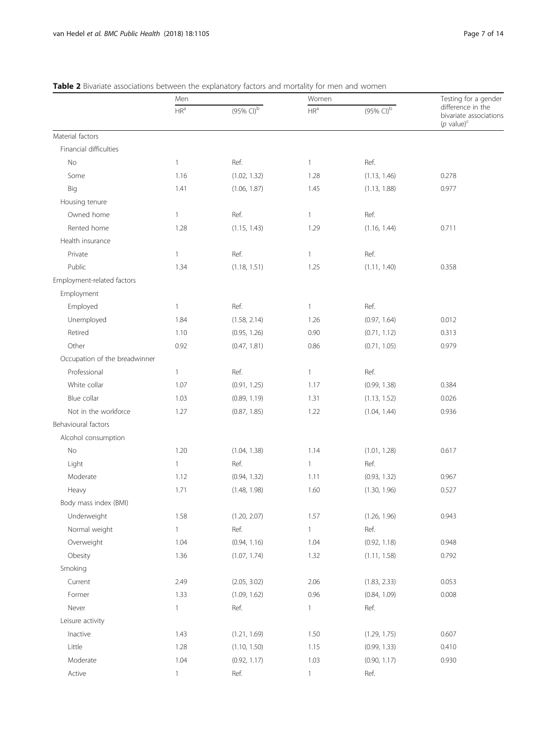**Table 2** Bivariate associations between the explanatory factors and mortality for men and women

| | Men | | Women | | Testing for a gender difference in the bivariate associations ($p$ value)[c] |
|---|---|---|---|---|---|
| | HR[a] | (95% CI)[b] | HR[a] | (95% CI)[b] | |
| Material factors | | | | | |
| Financial difficulties | | | | | |
| No | 1 | Ref. | 1 | Ref. | |
| Some | 1.16 | (1.02, 1.32) | 1.28 | (1.13, 1.46) | 0.278 |
| Big | 1.41 | (1.06, 1.87) | 1.45 | (1.13, 1.88) | 0.977 |
| Housing tenure | | | | | |
| Owned home | 1 | Ref. | 1 | Ref. | |
| Rented home | 1.28 | (1.15, 1.43) | 1.29 | (1.16, 1.44) | 0.711 |
| Health insurance | | | | | |
| Private | 1 | Ref. | 1 | Ref. | |
| Public | 1.34 | (1.18, 1.51) | 1.25 | (1.11, 1.40) | 0.358 |
| Employment-related factors | | | | | |
| Employment | | | | | |
| Employed | 1 | Ref. | 1 | Ref. | |
| Unemployed | 1.84 | (1.58, 2.14) | 1.26 | (0.97, 1.64) | 0.012 |
| Retired | 1.10 | (0.95, 1.26) | 0.90 | (0.71, 1.12) | 0.313 |
| Other | 0.92 | (0.47, 1.81) | 0.86 | (0.71, 1.05) | 0.979 |
| Occupation of the breadwinner | | | | | |
| Professional | 1 | Ref. | 1 | Ref. | |
| White collar | 1.07 | (0.91, 1.25) | 1.17 | (0.99, 1.38) | 0.384 |
| Blue collar | 1.03 | (0.89, 1.19) | 1.31 | (1.13, 1.52) | 0.026 |
| Not in the workforce | 1.27 | (0.87, 1.85) | 1.22 | (1.04, 1.44) | 0.936 |
| Behavioural factors | | | | | |
| Alcohol consumption | | | | | |
| No | 1.20 | (1.04, 1.38) | 1.14 | (1.01, 1.28) | 0.617 |
| Light | 1 | Ref. | 1 | Ref. | |
| Moderate | 1.12 | (0.94, 1.32) | 1.11 | (0.93, 1.32) | 0.967 |
| Heavy | 1.71 | (1.48, 1.98) | 1.60 | (1.30, 1.96) | 0.527 |
| Body mass index (BMI) | | | | | |
| Underweight | 1.58 | (1.20, 2.07) | 1.57 | (1.26, 1.96) | 0.943 |
| Normal weight | 1 | Ref. | 1 | Ref. | |
| Overweight | 1.04 | (0.94, 1.16) | 1.04 | (0.92, 1.18) | 0.948 |
| Obesity | 1.36 | (1.07, 1.74) | 1.32 | (1.11, 1.58) | 0.792 |
| Smoking | | | | | |
| Current | 2.49 | (2.05, 3.02) | 2.06 | (1.83, 2.33) | 0.053 |
| Former | 1.33 | (1.09, 1.62) | 0.96 | (0.84, 1.09) | 0.008 |
| Never | 1 | Ref. | 1 | Ref. | |
| Leisure activity | | | | | |
| Inactive | 1.43 | (1.21, 1.69) | 1.50 | (1.29, 1.75) | 0.607 |
| Little | 1.28 | (1.10, 1.50) | 1.15 | (0.99, 1.33) | 0.410 |
| Moderate | 1.04 | (0.92, 1.17) | 1.03 | (0.90, 1.17) | 0.930 |
| Active | 1 | Ref. | 1 | Ref. | |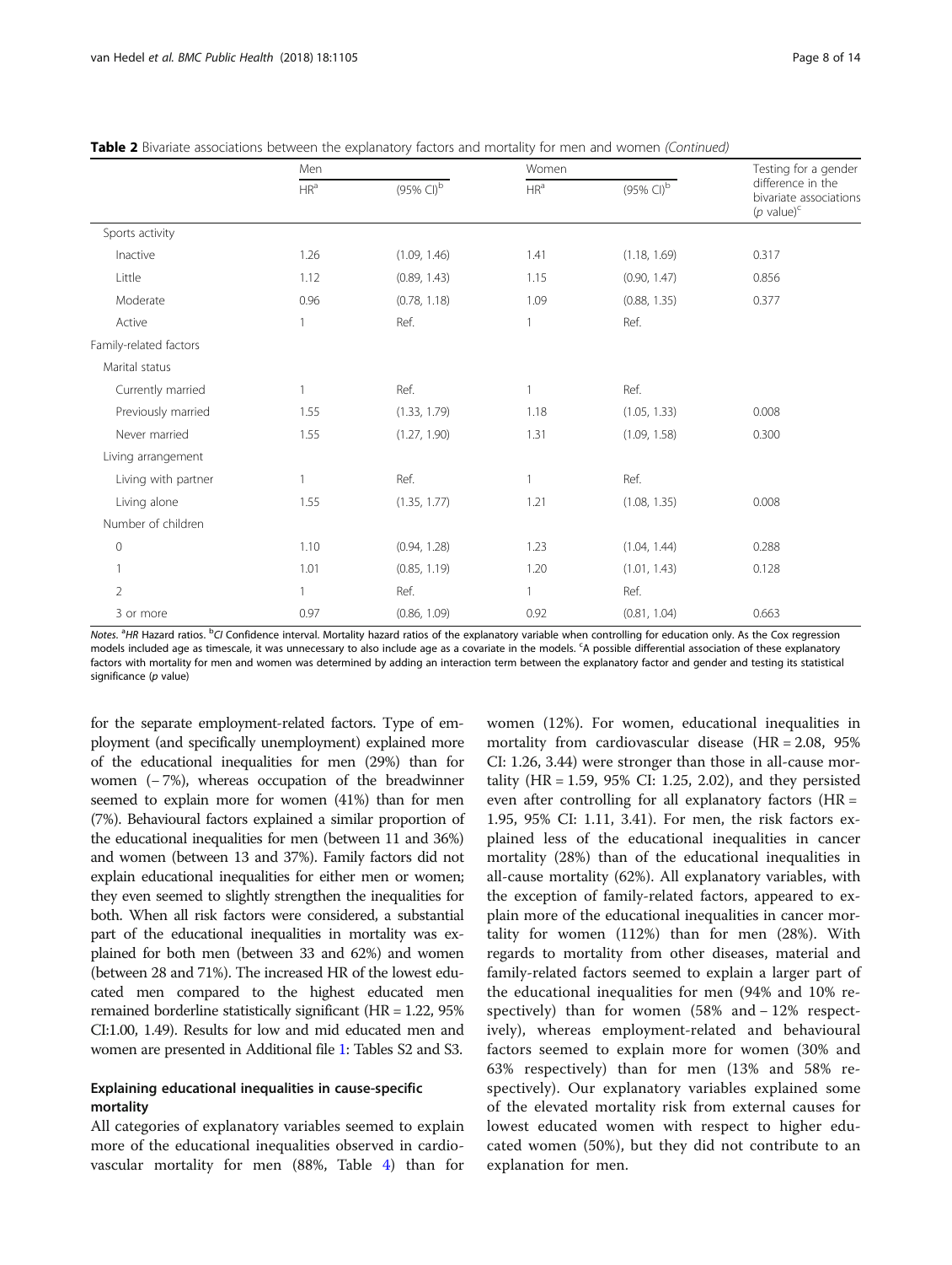**Table 2** Bivariate associations between the explanatory factors and mortality for men and women *(Continued)*

| | Men | | Women | | Testing for a gender difference in the bivariate associations (*p* value)[c] |
|---|---|---|---|---|---|
| | HR[a] | (95% CI)[b] | HR[a] | (95% CI)[b] | |
| Sports activity | | | | | |
| Inactive | 1.26 | (1.09, 1.46) | 1.41 | (1.18, 1.69) | 0.317 |
| Little | 1.12 | (0.89, 1.43) | 1.15 | (0.90, 1.47) | 0.856 |
| Moderate | 0.96 | (0.78, 1.18) | 1.09 | (0.88, 1.35) | 0.377 |
| Active | 1 | Ref. | 1 | Ref. | |
| Family-related factors | | | | | |
| Marital status | | | | | |
| Currently married | 1 | Ref. | 1 | Ref. | |
| Previously married | 1.55 | (1.33, 1.79) | 1.18 | (1.05, 1.33) | 0.008 |
| Never married | 1.55 | (1.27, 1.90) | 1.31 | (1.09, 1.58) | 0.300 |
| Living arrangement | | | | | |
| Living with partner | 1 | Ref. | 1 | Ref. | |
| Living alone | 1.55 | (1.35, 1.77) | 1.21 | (1.08, 1.35) | 0.008 |
| Number of children | | | | | |
| 0 | 1.10 | (0.94, 1.28) | 1.23 | (1.04, 1.44) | 0.288 |
| 1 | 1.01 | (0.85, 1.19) | 1.20 | (1.01, 1.43) | 0.128 |
| 2 | 1 | Ref. | 1 | Ref. | |
| 3 or more | 0.97 | (0.86, 1.09) | 0.92 | (0.81, 1.04) | 0.663 |

*Notes.* [a]*HR* Hazard ratios. [b]*CI* Confidence interval. Mortality hazard ratios of the explanatory variable when controlling for education only. As the Cox regression models included age as timescale, it was unnecessary to also include age as a covariate in the models. [c]A possible differential association of these explanatory factors with mortality for men and women was determined by adding an interaction term between the explanatory factor and gender and testing its statistical significance (*p* value)

for the separate employment-related factors. Type of employment (and specifically unemployment) explained more of the educational inequalities for men (29%) than for women (− 7%), whereas occupation of the breadwinner seemed to explain more for women (41%) than for men (7%). Behavioural factors explained a similar proportion of the educational inequalities for men (between 11 and 36%) and women (between 13 and 37%). Family factors did not explain educational inequalities for either men or women; they even seemed to slightly strengthen the inequalities for both. When all risk factors were considered, a substantial part of the educational inequalities in mortality was explained for both men (between 33 and 62%) and women (between 28 and 71%). The increased HR of the lowest educated men compared to the highest educated men remained borderline statistically significant (HR = 1.22, 95% CI:1.00, 1.49). Results for low and mid educated men and women are presented in Additional file 1: Tables S2 and S3.

## Explaining educational inequalities in cause-specific mortality

All categories of explanatory variables seemed to explain more of the educational inequalities observed in cardiovascular mortality for men (88%, Table 4) than for women (12%). For women, educational inequalities in mortality from cardiovascular disease (HR = 2.08, 95% CI: 1.26, 3.44) were stronger than those in all-cause mortality (HR = 1.59, 95% CI: 1.25, 2.02), and they persisted even after controlling for all explanatory factors (HR = 1.95, 95% CI: 1.11, 3.41). For men, the risk factors explained less of the educational inequalities in cancer mortality (28%) than of the educational inequalities in all-cause mortality (62%). All explanatory variables, with the exception of family-related factors, appeared to explain more of the educational inequalities in cancer mortality for women (112%) than for men (28%). With regards to mortality from other diseases, material and family-related factors seemed to explain a larger part of the educational inequalities for men (94% and 10% respectively) than for women (58% and − 12% respectively), whereas employment-related and behavioural factors seemed to explain more for women (30% and 63% respectively) than for men (13% and 58% respectively). Our explanatory variables explained some of the elevated mortality risk from external causes for lowest educated women with respect to higher educated women (50%), but they did not contribute to an explanation for men.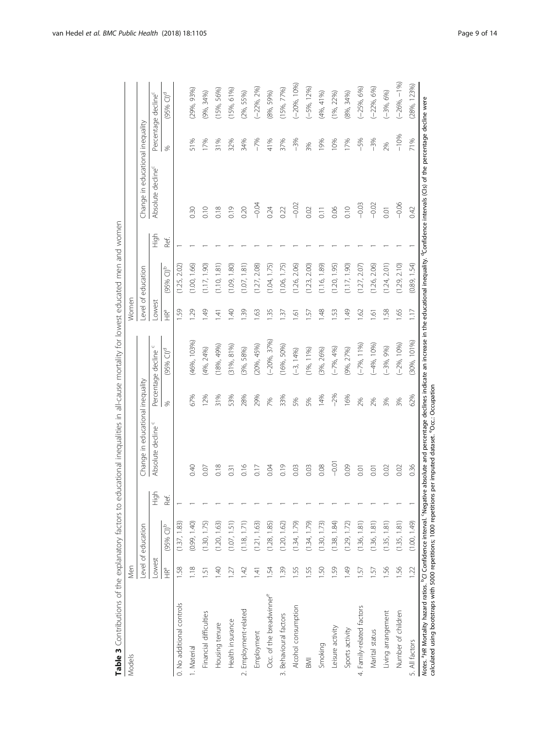**Table 3** Contributions of the explanatory factors to educational inequalities in all-cause mortality for lowest educated men and women

| Models | Men | | | | | | Women | | | | | |
|---|---|---|---|---|---|---|---|---|---|---|---|---|
| | Level of education | | | Change in educational inequality | | | Level of education | | | Change in educational inequality | | |
| | Lowest | | High | Absolute decline [c] | Percentage decline [c] | | Lowest | | High | Absolute decline [c] | Percentage decline [c] | |
| | HR [a] | (95% CI) [b] | Ref. | | % | (95% CI) [d] | HR [a] | (95% CI) [b] | Ref. | | % | (95% CI) [d] |
| 0. No additional controls | 1.58 | (1.37, 1.83) | 1 | | | | 1.59 | (1.25, 2.02) | 1 | | | |
| 1. Material | 1.18 | (0.99, 1.40) | 1 | 0.40 | 67% | (46%, 103%) | 1.29 | (1.00, 1.66) | 1 | 0.30 | 51% | (29%, 93%) |
| Financial difficulties | 1.51 | (1.30, 1.75) | 1 | 0.07 | 12% | (4%, 24%) | 1.49 | (1.17, 1.90) | 1 | 0.10 | 17% | (9%, 34%) |
| Housing tenure | 1.40 | (1.20, 1.63) | 1 | 0.18 | 31% | (18%, 49%) | 1.41 | (1.10, 1.81) | 1 | 0.18 | 31% | (15%, 56%) |
| Health insurance | 1.27 | (1.07, 1.51) | 1 | 0.31 | 53% | (31%, 81%) | 1.40 | (1.09, 1.80) | 1 | 0.19 | 32% | (15%, 61%) |
| 2. Employment-related | 1.42 | (1.18, 1.71) | 1 | 0.16 | 28% | (3%, 58%) | 1.39 | (1.07, 1.81) | 1 | 0.20 | 34% | (2%, 55%) |
| Employment | 1.41 | (1.21, 1.63) | 1 | 0.17 | 29% | (20%, 45%) | 1.63 | (1.27, 2.08) | 1 | −0.04 | −7% | (−22%, 2%) |
| Occ. of the breadwinner [e] | 1.54 | (1.28, 1.85) | 1 | 0.04 | 7% | (−20%, 37%) | 1.35 | (1.04, 1.75) | 1 | 0.24 | 41% | (8%, 59%) |
| 3. Behavioural factors | 1.39 | (1.20, 1.62) | 1 | 0.19 | 33% | (16%, 50%) | 1.37 | (1.06, 1.75) | 1 | 0.22 | 37% | (15%, 77%) |
| Alcohol consumption | 1.55 | (1.34, 1.79) | 1 | 0.03 | 5% | (−3, 14%) | 1.61 | (1.26, 2.06) | 1 | −0.02 | −3% | (−20%, 10%) |
| BMI | 1.55 | (1.34, 1.79) | 1 | 0.03 | 5% | (1%, 11%) | 1.57 | (1.23, 2.00) | 1 | 0.02 | 3% | (−5%, 12%) |
| Smoking | 1.50 | (1.30, 1.73) | 1 | 0.08 | 14% | (3%, 26%) | 1.48 | (1.16, 1.89) | 1 | 0.11 | 19% | (4%, 41%) |
| Leisure activity | 1.59 | (1.38, 1.84) | 1 | −0.01 | −2% | (−7%, 4%) | 1.53 | (1.20, 1.95) | 1 | 0.06 | 10% | (1%, 22%) |
| Sports activity | 1.49 | (1.29, 1.72) | 1 | 0.09 | 16% | (9%, 27%) | 1.49 | (1.17, 1.90) | 1 | 0.10 | 17% | (8%, 34%) |
| 4. Family-related factors | 1.57 | (1.36, 1.81) | 1 | 0.01 | 2% | (−7%, 11%) | 1.62 | (1.27, 2.07) | 1 | −0.03 | −5% | (−25%, 6%) |
| Marital status | 1.57 | (1.36, 1.81) | 1 | 0.01 | 2% | (−4%, 10%) | 1.61 | (1.26, 2.06) | 1 | −0.02 | −3% | (−22%, 6%) |
| Living arrangement | 1.56 | (1.35, 1.81) | 1 | 0.02 | 3% | (−3%, 9%) | 1.58 | (1.24, 2.01) | 1 | 0.01 | 2% | (−3%, 6%) |
| Number of children | 1.56 | (1.35, 1.81) | 1 | 0.02 | 3% | (−2%, 10%) | 1.65 | (1.29, 2.10) | 1 | −0.06 | −10% | (−26%, −1%) |
| 5. All factors | 1.22 | (1.00, 1.49) | 1 | 0.36 | 62% | (30%, 101%) | 1.17 | (0.89, 1.54) | 1 | 0.42 | 71% | (28%, 123%) |

*Notes.* [a]*HR* Mortality hazard ratios. [b]*CI* Confidence interval. [c]Negative absolute and percentage declines indicate an increase in the educational inequality. [d]Confidence intervals (CIs) of the percentage decline were calculated using bootstraps with 5000 repetitions; 1000 repetitions per imputed dataset. [e]Occ.: Occupation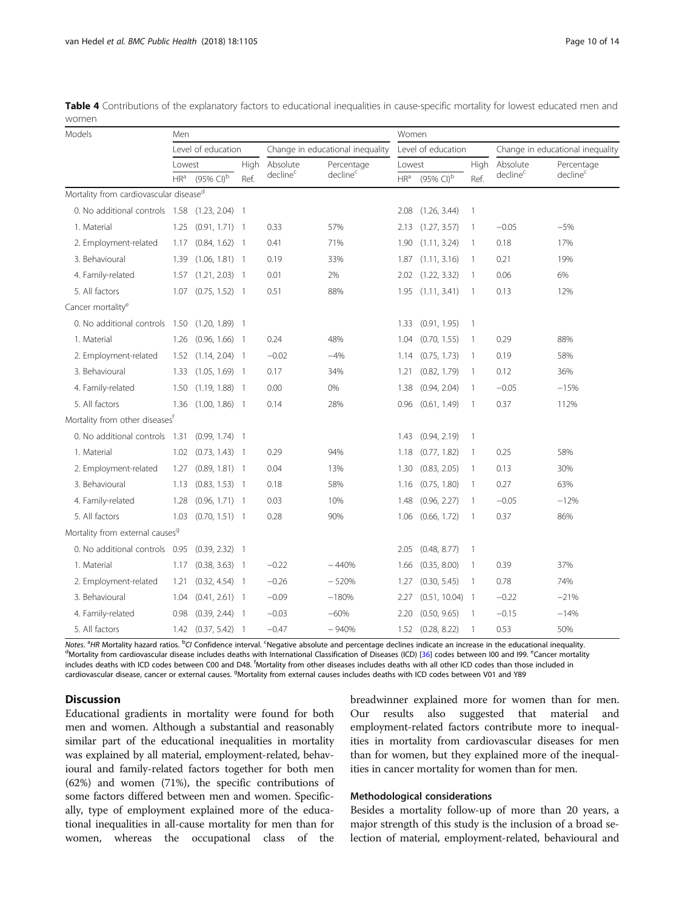**Table 4** Contributions of the explanatory factors to educational inequalities in cause-specific mortality for lowest educated men and women

| Models | Men | | | | | Women | | | | |
|---|---|---|---|---|---|---|---|---|---|---|
| | Level of education | | | Change in educational inequality | | Level of education | | | Change in educational inequality | |
| | Lowest | | High | Absolute decline[c] | Percentage decline[c] | Lowest | | High | Absolute decline[c] | Percentage decline[c] |
| | HR[a] | (95% CI)[b] | Ref. | | | HR[a] | (95% CI)[b] | Ref. | | |
| Mortality from cardiovascular disease[d] | | | | | | | | | | |
| 0. No additional controls | 1.58 | (1.23, 2.04) | 1 | | | 2.08 | (1.26, 3.44) | 1 | | |
| 1. Material | 1.25 | (0.91, 1.71) | 1 | 0.33 | 57% | 2.13 | (1.27, 3.57) | 1 | −0.05 | −5% |
| 2. Employment-related | 1.17 | (0.84, 1.62) | 1 | 0.41 | 71% | 1.90 | (1.11, 3.24) | 1 | 0.18 | 17% |
| 3. Behavioural | 1.39 | (1.06, 1.81) | 1 | 0.19 | 33% | 1.87 | (1.11, 3.16) | 1 | 0.21 | 19% |
| 4. Family-related | 1.57 | (1.21, 2.03) | 1 | 0.01 | 2% | 2.02 | (1.22, 3.32) | 1 | 0.06 | 6% |
| 5. All factors | 1.07 | (0.75, 1.52) | 1 | 0.51 | 88% | 1.95 | (1.11, 3.41) | 1 | 0.13 | 12% |
| Cancer mortality[e] | | | | | | | | | | |
| 0. No additional controls | 1.50 | (1.20, 1.89) | 1 | | | 1.33 | (0.91, 1.95) | 1 | | |
| 1. Material | 1.26 | (0.96, 1.66) | 1 | 0.24 | 48% | 1.04 | (0.70, 1.55) | 1 | 0.29 | 88% |
| 2. Employment-related | 1.52 | (1.14, 2.04) | 1 | −0.02 | −4% | 1.14 | (0.75, 1.73) | 1 | 0.19 | 58% |
| 3. Behavioural | 1.33 | (1.05, 1.69) | 1 | 0.17 | 34% | 1.21 | (0.82, 1.79) | 1 | 0.12 | 36% |
| 4. Family-related | 1.50 | (1.19, 1.88) | 1 | 0.00 | 0% | 1.38 | (0.94, 2.04) | 1 | −0.05 | −15% |
| 5. All factors | 1.36 | (1.00, 1.86) | 1 | 0.14 | 28% | 0.96 | (0.61, 1.49) | 1 | 0.37 | 112% |
| Mortality from other diseases[f] | | | | | | | | | | |
| 0. No additional controls | 1.31 | (0.99, 1.74) | 1 | | | 1.43 | (0.94, 2.19) | 1 | | |
| 1. Material | 1.02 | (0.73, 1.43) | 1 | 0.29 | 94% | 1.18 | (0.77, 1.82) | 1 | 0.25 | 58% |
| 2. Employment-related | 1.27 | (0.89, 1.81) | 1 | 0.04 | 13% | 1.30 | (0.83, 2.05) | 1 | 0.13 | 30% |
| 3. Behavioural | 1.13 | (0.83, 1.53) | 1 | 0.18 | 58% | 1.16 | (0.75, 1.80) | 1 | 0.27 | 63% |
| 4. Family-related | 1.28 | (0.96, 1.71) | 1 | 0.03 | 10% | 1.48 | (0.96, 2.27) | 1 | −0.05 | −12% |
| 5. All factors | 1.03 | (0.70, 1.51) | 1 | 0.28 | 90% | 1.06 | (0.66, 1.72) | 1 | 0.37 | 86% |
| Mortality from external causes[g] | | | | | | | | | | |
| 0. No additional controls | 0.95 | (0.39, 2.32) | 1 | | | 2.05 | (0.48, 8.77) | 1 | | |
| 1. Material | 1.17 | (0.38, 3.63) | 1 | −0.22 | −440% | 1.66 | (0.35, 8.00) | 1 | 0.39 | 37% |
| 2. Employment-related | 1.21 | (0.32, 4.54) | 1 | −0.26 | −520% | 1.27 | (0.30, 5.45) | 1 | 0.78 | 74% |
| 3. Behavioural | 1.04 | (0.41, 2.61) | 1 | −0.09 | −180% | 2.27 | (0.51, 10.04) | 1 | −0.22 | −21% |
| 4. Family-related | 0.98 | (0.39, 2.44) | 1 | −0.03 | −60% | 2.20 | (0.50, 9.65) | 1 | −0.15 | −14% |
| 5. All factors | 1.42 | (0.37, 5.42) | 1 | −0.47 | −940% | 1.52 | (0.28, 8.22) | 1 | 0.53 | 50% |

*Notes.* [a]*HR* Mortality hazard ratios. [b]*CI* Confidence interval. [c]Negative absolute and percentage declines indicate an increase in the educational inequality. [d]Mortality from cardiovascular disease includes deaths with International Classification of Diseases (ICD) [36] codes between I00 and I99. [e]Cancer mortality includes deaths with ICD codes between C00 and D48. [f]Mortality from other diseases includes deaths with all other ICD codes than those included in cardiovascular disease, cancer or external causes. [g]Mortality from external causes includes deaths with ICD codes between V01 and Y89

## Discussion

Educational gradients in mortality were found for both men and women. Although a substantial and reasonably similar part of the educational inequalities in mortality was explained by all material, employment-related, behavioural and family-related factors together for both men (62%) and women (71%), the specific contributions of some factors differed between men and women. Specifically, type of employment explained more of the educational inequalities in all-cause mortality for men than for women, whereas the occupational class of the breadwinner explained more for women than for men. Our results also suggested that material and employment-related factors contribute more to inequalities in mortality from cardiovascular diseases for men than for women, but they explained more of the inequalities in cancer mortality for women than for men.

### Methodological considerations

Besides a mortality follow-up of more than 20 years, a major strength of this study is the inclusion of a broad selection of material, employment-related, behavioural and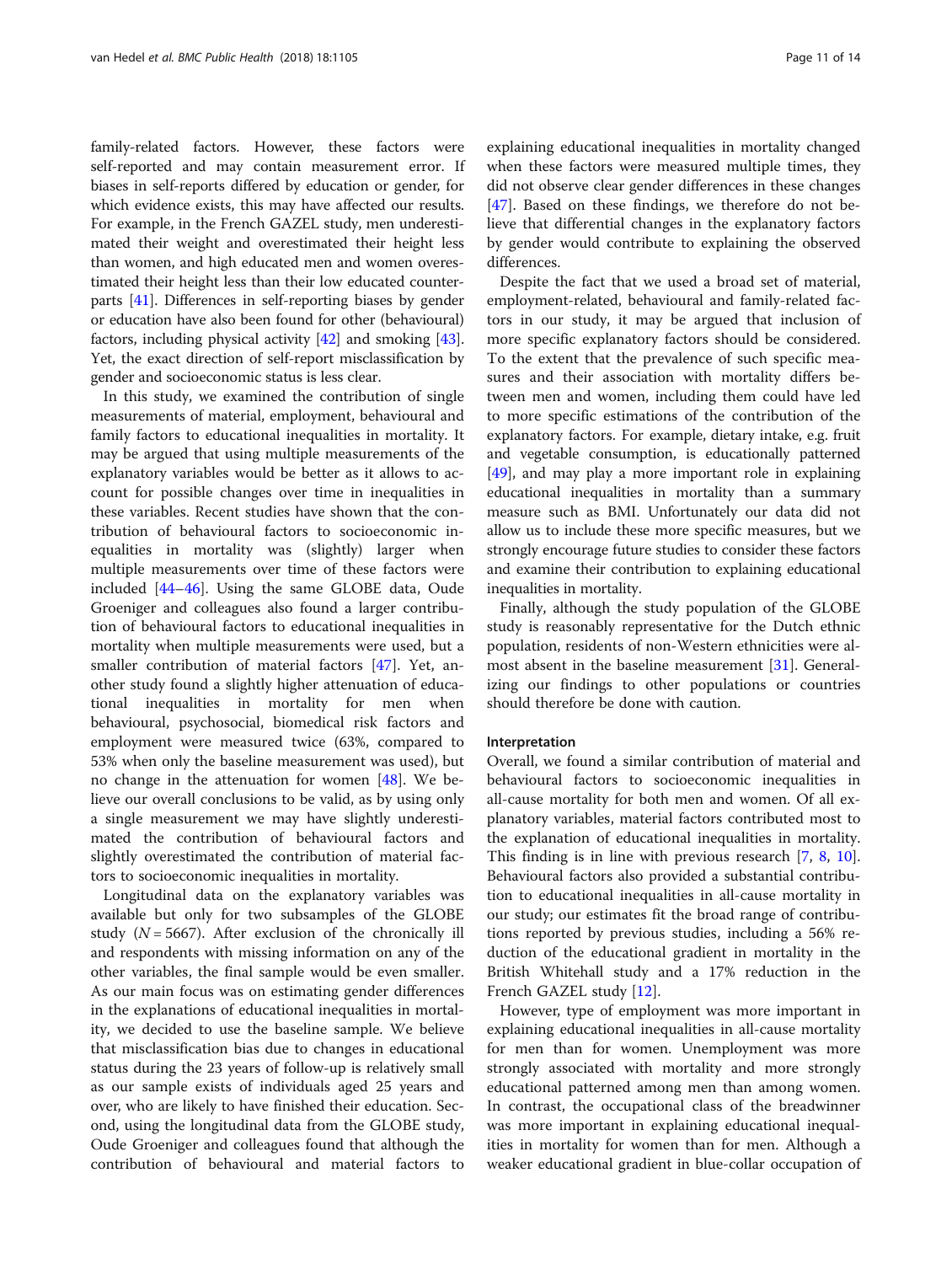family-related factors. However, these factors were self-reported and may contain measurement error. If biases in self-reports differed by education or gender, for which evidence exists, this may have affected our results. For example, in the French GAZEL study, men underestimated their weight and overestimated their height less than women, and high educated men and women overestimated their height less than their low educated counterparts [41]. Differences in self-reporting biases by gender or education have also been found for other (behavioural) factors, including physical activity [42] and smoking [43]. Yet, the exact direction of self-report misclassification by gender and socioeconomic status is less clear.

In this study, we examined the contribution of single measurements of material, employment, behavioural and family factors to educational inequalities in mortality. It may be argued that using multiple measurements of the explanatory variables would be better as it allows to account for possible changes over time in inequalities in these variables. Recent studies have shown that the contribution of behavioural factors to socioeconomic inequalities in mortality was (slightly) larger when multiple measurements over time of these factors were included [44–46]. Using the same GLOBE data, Oude Groeniger and colleagues also found a larger contribution of behavioural factors to educational inequalities in mortality when multiple measurements were used, but a smaller contribution of material factors [47]. Yet, another study found a slightly higher attenuation of educational inequalities in mortality for men when behavioural, psychosocial, biomedical risk factors and employment were measured twice (63%, compared to 53% when only the baseline measurement was used), but no change in the attenuation for women [48]. We believe our overall conclusions to be valid, as by using only a single measurement we may have slightly underestimated the contribution of behavioural factors and slightly overestimated the contribution of material factors to socioeconomic inequalities in mortality.

Longitudinal data on the explanatory variables was available but only for two subsamples of the GLOBE study ($N = 5667$). After exclusion of the chronically ill and respondents with missing information on any of the other variables, the final sample would be even smaller. As our main focus was on estimating gender differences in the explanations of educational inequalities in mortality, we decided to use the baseline sample. We believe that misclassification bias due to changes in educational status during the 23 years of follow-up is relatively small as our sample exists of individuals aged 25 years and over, who are likely to have finished their education. Second, using the longitudinal data from the GLOBE study, Oude Groeniger and colleagues found that although the contribution of behavioural and material factors to explaining educational inequalities in mortality changed when these factors were measured multiple times, they did not observe clear gender differences in these changes [47]. Based on these findings, we therefore do not believe that differential changes in the explanatory factors by gender would contribute to explaining the observed differences.

Despite the fact that we used a broad set of material, employment-related, behavioural and family-related factors in our study, it may be argued that inclusion of more specific explanatory factors should be considered. To the extent that the prevalence of such specific measures and their association with mortality differs between men and women, including them could have led to more specific estimations of the contribution of the explanatory factors. For example, dietary intake, e.g. fruit and vegetable consumption, is educationally patterned [49], and may play a more important role in explaining educational inequalities in mortality than a summary measure such as BMI. Unfortunately our data did not allow us to include these more specific measures, but we strongly encourage future studies to consider these factors and examine their contribution to explaining educational inequalities in mortality.

Finally, although the study population of the GLOBE study is reasonably representative for the Dutch ethnic population, residents of non-Western ethnicities were almost absent in the baseline measurement [31]. Generalizing our findings to other populations or countries should therefore be done with caution.

### Interpretation

Overall, we found a similar contribution of material and behavioural factors to socioeconomic inequalities in all-cause mortality for both men and women. Of all explanatory variables, material factors contributed most to the explanation of educational inequalities in mortality. This finding is in line with previous research [7, 8, 10]. Behavioural factors also provided a substantial contribution to educational inequalities in all-cause mortality in our study; our estimates fit the broad range of contributions reported by previous studies, including a 56% reduction of the educational gradient in mortality in the British Whitehall study and a 17% reduction in the French GAZEL study [12].

However, type of employment was more important in explaining educational inequalities in all-cause mortality for men than for women. Unemployment was more strongly associated with mortality and more strongly educational patterned among men than among women. In contrast, the occupational class of the breadwinner was more important in explaining educational inequalities in mortality for women than for men. Although a weaker educational gradient in blue-collar occupation of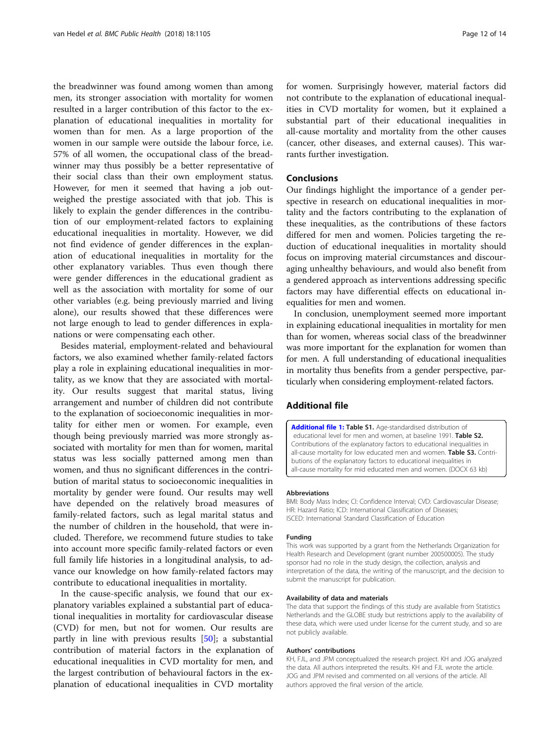the breadwinner was found among women than among men, its stronger association with mortality for women resulted in a larger contribution of this factor to the explanation of educational inequalities in mortality for women than for men. As a large proportion of the women in our sample were outside the labour force, i.e. 57% of all women, the occupational class of the breadwinner may thus possibly be a better representative of their social class than their own employment status. However, for men it seemed that having a job outweighed the prestige associated with that job. This is likely to explain the gender differences in the contribution of our employment-related factors to explaining educational inequalities in mortality. However, we did not find evidence of gender differences in the explanation of educational inequalities in mortality for the other explanatory variables. Thus even though there were gender differences in the educational gradient as well as the association with mortality for some of our other variables (e.g. being previously married and living alone), our results showed that these differences were not large enough to lead to gender differences in explanations or were compensating each other.

Besides material, employment-related and behavioural factors, we also examined whether family-related factors play a role in explaining educational inequalities in mortality, as we know that they are associated with mortality. Our results suggest that marital status, living arrangement and number of children did not contribute to the explanation of socioeconomic inequalities in mortality for either men or women. For example, even though being previously married was more strongly associated with mortality for men than for women, marital status was less socially patterned among men than women, and thus no significant differences in the contribution of marital status to socioeconomic inequalities in mortality by gender were found. Our results may well have depended on the relatively broad measures of family-related factors, such as legal marital status and the number of children in the household, that were included. Therefore, we recommend future studies to take into account more specific family-related factors or even full family life histories in a longitudinal analysis, to advance our knowledge on how family-related factors may contribute to educational inequalities in mortality.

In the cause-specific analysis, we found that our explanatory variables explained a substantial part of educational inequalities in mortality for cardiovascular disease (CVD) for men, but not for women. Our results are partly in line with previous results [50]; a substantial contribution of material factors in the explanation of educational inequalities in CVD mortality for men, and the largest contribution of behavioural factors in the explanation of educational inequalities in CVD mortality for women. Surprisingly however, material factors did not contribute to the explanation of educational inequalities in CVD mortality for women, but it explained a substantial part of their educational inequalities in all-cause mortality and mortality from the other causes (cancer, other diseases, and external causes). This warrants further investigation.

## Conclusions

Our findings highlight the importance of a gender perspective in research on educational inequalities in mortality and the factors contributing to the explanation of these inequalities, as the contributions of these factors differed for men and women. Policies targeting the reduction of educational inequalities in mortality should focus on improving material circumstances and discouraging unhealthy behaviours, and would also benefit from a gendered approach as interventions addressing specific factors may have differential effects on educational inequalities for men and women.

In conclusion, unemployment seemed more important in explaining educational inequalities in mortality for men than for women, whereas social class of the breadwinner was more important for the explanation for women than for men. A full understanding of educational inequalities in mortality thus benefits from a gender perspective, particularly when considering employment-related factors.

## Additional file

**Additional file 1: Table S1.** Age-standardised distribution of educational level for men and women, at baseline 1991. **Table S2.** Contributions of the explanatory factors to educational inequalities in all-cause mortality for low educated men and women. **Table S3.** Contributions of the explanatory factors to educational inequalities in all-cause mortality for mid educated men and women. (DOCX 63 kb)

#### Abbreviations

BMI: Body Mass Index; CI: Confidence Interval; CVD: Cardiovascular Disease; HR: Hazard Ratio; ICD: International Classification of Diseases; ISCED: International Standard Classification of Education

#### Funding

This work was supported by a grant from the Netherlands Organization for Health Research and Development (grant number 200500005). The study sponsor had no role in the study design, the collection, analysis and interpretation of the data, the writing of the manuscript, and the decision to submit the manuscript for publication.

#### Availability of data and materials

The data that support the findings of this study are available from Statistics Netherlands and the GLOBE study but restrictions apply to the availability of these data, which were used under license for the current study, and so are not publicly available.

#### Authors' contributions

KH, FJL, and JPM conceptualized the research project. KH and JOG analyzed the data. All authors interpreted the results. KH and FJL wrote the article. JOG and JPM revised and commented on all versions of the article. All authors approved the final version of the article.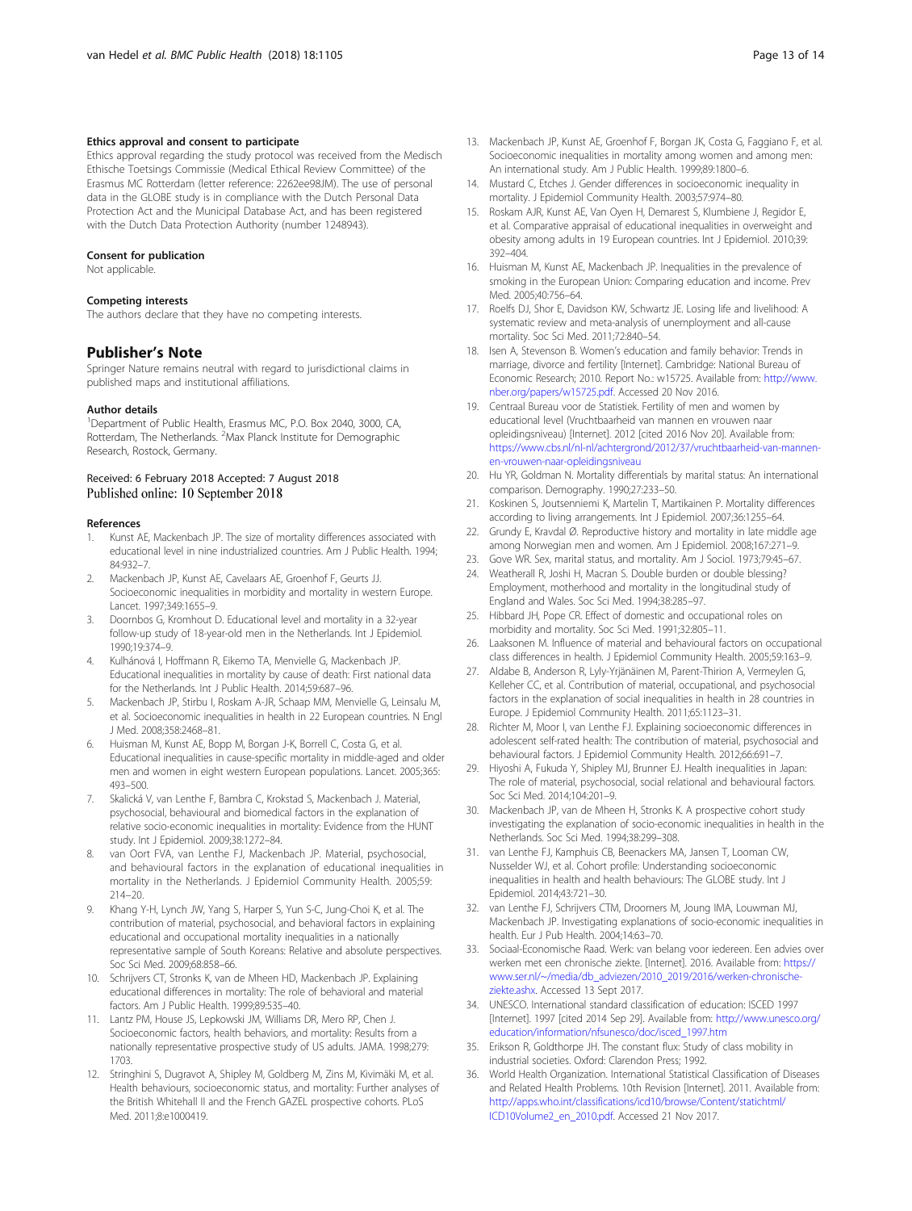#### Ethics approval and consent to participate

Ethics approval regarding the study protocol was received from the Medisch Ethische Toetsings Commissie (Medical Ethical Review Committee) of the Erasmus MC Rotterdam (letter reference: 2262ee98JM). The use of personal data in the GLOBE study is in compliance with the Dutch Personal Data Protection Act and the Municipal Database Act, and has been registered with the Dutch Data Protection Authority (number 1248943).

#### Consent for publication

Not applicable.

#### Competing interests

The authors declare that they have no competing interests.

## Publisher's Note

Springer Nature remains neutral with regard to jurisdictional claims in published maps and institutional affiliations.

#### Author details

[1]Department of Public Health, Erasmus MC, P.O. Box 2040, 3000, CA, Rotterdam, The Netherlands. [2]Max Planck Institute for Demographic Research, Rostock, Germany.

Received: 6 February 2018 Accepted: 7 August 2018
Published online: 10 September 2018

#### References

1. Kunst AE, Mackenbach JP. The size of mortality differences associated with educational level in nine industrialized countries. Am J Public Health. 1994; 84:932–7.
2. Mackenbach JP, Kunst AE, Cavelaars AE, Groenhof F, Geurts JJ. Socioeconomic inequalities in morbidity and mortality in western Europe. Lancet. 1997;349:1655–9.
3. Doornbos G, Kromhout D. Educational level and mortality in a 32-year follow-up study of 18-year-old men in the Netherlands. Int J Epidemiol. 1990;19:374–9.
4. Kulhánová I, Hoffmann R, Eikemo TA, Menvielle G, Mackenbach JP. Educational inequalities in mortality by cause of death: First national data for the Netherlands. Int J Public Health. 2014;59:687–96.
5. Mackenbach JP, Stirbu I, Roskam A-JR, Schaap MM, Menvielle G, Leinsalu M, et al. Socioeconomic inequalities in health in 22 European countries. N Engl J Med. 2008;358:2468–81.
6. Huisman M, Kunst AE, Bopp M, Borgan J-K, Borrell C, Costa G, et al. Educational inequalities in cause-specific mortality in middle-aged and older men and women in eight western European populations. Lancet. 2005;365: 493–500.
7. Skalická V, van Lenthe F, Bambra C, Krokstad S, Mackenbach J. Material, psychosocial, behavioural and biomedical factors in the explanation of relative socio-economic inequalities in mortality: Evidence from the HUNT study. Int J Epidemiol. 2009;38:1272–84.
8. van Oort FVA, van Lenthe FJ, Mackenbach JP. Material, psychosocial, and behavioural factors in the explanation of educational inequalities in mortality in the Netherlands. J Epidemiol Community Health. 2005;59: 214–20.
9. Khang Y-H, Lynch JW, Yang S, Harper S, Yun S-C, Jung-Choi K, et al. The contribution of material, psychosocial, and behavioral factors in explaining educational and occupational mortality inequalities in a nationally representative sample of South Koreans: Relative and absolute perspectives. Soc Sci Med. 2009;68:858–66.
10. Schrijvers CT, Stronks K, van de Mheen HD, Mackenbach JP. Explaining educational differences in mortality: The role of behavioral and material factors. Am J Public Health. 1999;89:535–40.
11. Lantz PM, House JS, Lepkowski JM, Williams DR, Mero RP, Chen J. Socioeconomic factors, health behaviors, and mortality: Results from a nationally representative prospective study of US adults. JAMA. 1998;279: 1703.
12. Stringhini S, Dugravot A, Shipley M, Goldberg M, Zins M, Kivimäki M, et al. Health behaviours, socioeconomic status, and mortality: Further analyses of the British Whitehall II and the French GAZEL prospective cohorts. PLoS Med. 2011;8:e1000419.
13. Mackenbach JP, Kunst AE, Groenhof F, Borgan JK, Costa G, Faggiano F, et al. Socioeconomic inequalities in mortality among women and among men: An international study. Am J Public Health. 1999;89:1800–6.
14. Mustard C, Etches J. Gender differences in socioeconomic inequality in mortality. J Epidemiol Community Health. 2003;57:974–80.
15. Roskam AJR, Kunst AE, Van Oyen H, Demarest S, Klumbiene J, Regidor E, et al. Comparative appraisal of educational inequalities in overweight and obesity among adults in 19 European countries. Int J Epidemiol. 2010;39: 392–404.
16. Huisman M, Kunst AE, Mackenbach JP. Inequalities in the prevalence of smoking in the European Union: Comparing education and income. Prev Med. 2005;40:756–64.
17. Roelfs DJ, Shor E, Davidson KW, Schwartz JE. Losing life and livelihood: A systematic review and meta-analysis of unemployment and all-cause mortality. Soc Sci Med. 2011;72:840–54.
18. Isen A, Stevenson B. Women's education and family behavior: Trends in marriage, divorce and fertility [Internet]. Cambridge: National Bureau of Economic Research; 2010. Report No.: w15725. Available from: http://www.nber.org/papers/w15725.pdf. Accessed 20 Nov 2016.
19. Centraal Bureau voor de Statistiek. Fertility of men and women by educational level (Vruchtbaarheid van mannen en vrouwen naar opleidingsniveau) [Internet]. 2012 [cited 2016 Nov 20]. Available from: https://www.cbs.nl/nl-nl/achtergrond/2012/37/vruchtbaarheid-van-mannen-en-vrouwen-naar-opleidingsniveau
20. Hu YR, Goldman N. Mortality differentials by marital status: An international comparison. Demography. 1990;27:233–50.
21. Koskinen S, Joutsenniemi K, Martelin T, Martikainen P. Mortality differences according to living arrangements. Int J Epidemiol. 2007;36:1255–64.
22. Grundy E, Kravdal Ø. Reproductive history and mortality in late middle age among Norwegian men and women. Am J Epidemiol. 2008;167:271–9.
23. Gove WR. Sex, marital status, and mortality. Am J Sociol. 1973;79:45–67.
24. Weatherall R, Joshi H, Macran S. Double burden or double blessing? Employment, motherhood and mortality in the longitudinal study of England and Wales. Soc Sci Med. 1994;38:285–97.
25. Hibbard JH, Pope CR. Effect of domestic and occupational roles on morbidity and mortality. Soc Sci Med. 1991;32:805–11.
26. Laaksonen M. Influence of material and behavioural factors on occupational class differences in health. J Epidemiol Community Health. 2005;59:163–9.
27. Aldabe B, Anderson R, Lyly-Yrjänäinen M, Parent-Thirion A, Vermeylen G, Kelleher CC, et al. Contribution of material, occupational, and psychosocial factors in the explanation of social inequalities in health in 28 countries in Europe. J Epidemiol Community Health. 2011;65:1123–31.
28. Richter M, Moor I, van Lenthe FJ. Explaining socioeconomic differences in adolescent self-rated health: The contribution of material, psychosocial and behavioural factors. J Epidemiol Community Health. 2012;66:691–7.
29. Hiyoshi A, Fukuda Y, Shipley MJ, Brunner EJ. Health inequalities in Japan: The role of material, psychosocial, social relational and behavioural factors. Soc Sci Med. 2014;104:201–9.
30. Mackenbach JP, van de Mheen H, Stronks K. A prospective cohort study investigating the explanation of socio-economic inequalities in health in the Netherlands. Soc Sci Med. 1994;38:299–308.
31. van Lenthe FJ, Kamphuis CB, Beenackers MA, Jansen T, Looman CW, Nusselder WJ, et al. Cohort profile: Understanding socioeconomic inequalities in health and health behaviours: The GLOBE study. Int J Epidemiol. 2014;43:721–30.
32. van Lenthe FJ, Schrijvers CTM, Droomers M, Joung IMA, Louwman MJ, Mackenbach JP. Investigating explanations of socio-economic inequalities in health. Eur J Pub Health. 2004;14:63–70.
33. Sociaal-Economische Raad. Werk: van belang voor iedereen. Een advies over werken met een chronische ziekte. [Internet]. 2016. Available from: https://www.ser.nl/~/media/db_adviezen/2010_2019/2016/werken-chronische-ziekte.ashx. Accessed 13 Sept 2017.
34. UNESCO. International standard classification of education: ISCED 1997 [Internet]. 1997 [cited 2014 Sep 29]. Available from: http://www.unesco.org/education/information/nfsunesco/doc/isced_1997.htm
35. Erikson R, Goldthorpe JH. The constant flux: Study of class mobility in industrial societies. Oxford: Clarendon Press; 1992.
36. World Health Organization. International Statistical Classification of Diseases and Related Health Problems. 10th Revision [Internet]. 2011. Available from: http://apps.who.int/classifications/icd10/browse/Content/statichtml/ICD10Volume2_en_2010.pdf. Accessed 21 Nov 2017.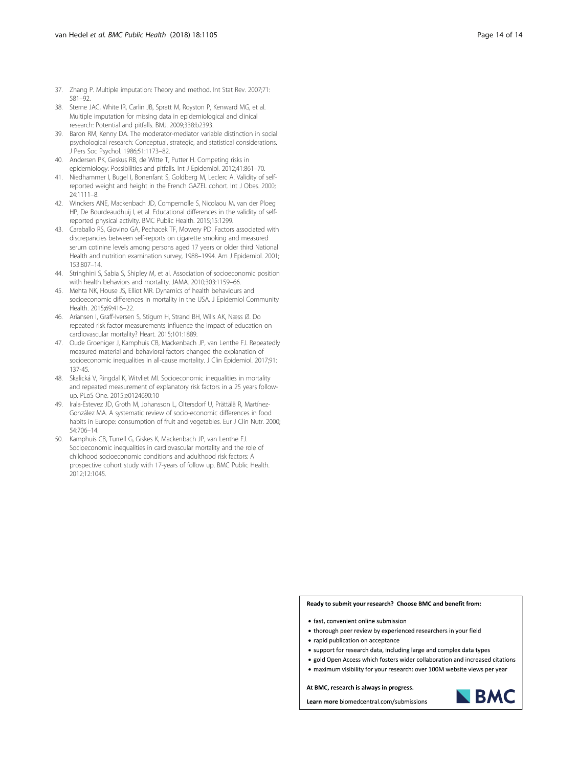37. Zhang P. Multiple imputation: Theory and method. Int Stat Rev. 2007;71: 581–92.
38. Sterne JAC, White IR, Carlin JB, Spratt M, Royston P, Kenward MG, et al. Multiple imputation for missing data in epidemiological and clinical research: Potential and pitfalls. BMJ. 2009;338:b2393.
39. Baron RM, Kenny DA. The moderator-mediator variable distinction in social psychological research: Conceptual, strategic, and statistical considerations. J Pers Soc Psychol. 1986;51:1173–82.
40. Andersen PK, Geskus RB, de Witte T, Putter H. Competing risks in epidemiology: Possibilities and pitfalls. Int J Epidemiol. 2012;41:861–70.
41. Niedhammer I, Bugel I, Bonenfant S, Goldberg M, Leclerc A. Validity of self-reported weight and height in the French GAZEL cohort. Int J Obes. 2000; 24:1111–8.
42. Winckers ANE, Mackenbach JD, Compernolle S, Nicolaou M, van der Ploeg HP, De Bourdeaudhuij I, et al. Educational differences in the validity of self-reported physical activity. BMC Public Health. 2015;15:1299.
43. Caraballo RS, Giovino GA, Pechacek TF, Mowery PD. Factors associated with discrepancies between self-reports on cigarette smoking and measured serum cotinine levels among persons aged 17 years or older third National Health and nutrition examination survey, 1988–1994. Am J Epidemiol. 2001; 153:807–14.
44. Stringhini S, Sabia S, Shipley M, et al. Association of socioeconomic position with health behaviors and mortality. JAMA. 2010;303:1159–66.
45. Mehta NK, House JS, Elliot MR. Dynamics of health behaviours and socioeconomic differences in mortality in the USA. J Epidemiol Community Health. 2015;69:416–22.
46. Ariansen I, Graff-Iversen S, Stigum H, Strand BH, Wills AK, Næss Ø. Do repeated risk factor measurements influence the impact of education on cardiovascular mortality? Heart. 2015;101:1889.
47. Oude Groeniger J, Kamphuis CB, Mackenbach JP, van Lenthe FJ. Repeatedly measured material and behavioral factors changed the explanation of socioeconomic inequalities in all-cause mortality. J Clin Epidemiol. 2017;91: 137-45.
48. Skalická V, Ringdal K, Witvliet MI. Socioeconomic inequalities in mortality and repeated measurement of explanatory risk factors in a 25 years follow-up. PLoS One. 2015;e0124690:10
49. Irala-Estevez JD, Groth M, Johansson L, Oltersdorf U, Prättälä R, Martínez-González MA. A systematic review of socio-economic differences in food habits in Europe: consumption of fruit and vegetables. Eur J Clin Nutr. 2000; 54:706–14.
50. Kamphuis CB, Turrell G, Giskes K, Mackenbach JP, van Lenthe FJ. Socioeconomic inequalities in cardiovascular mortality and the role of childhood socioeconomic conditions and adulthood risk factors: A prospective cohort study with 17-years of follow up. BMC Public Health. 2012;12:1045.

**Ready to submit your research? Choose BMC and benefit from:**

- fast, convenient online submission
- thorough peer review by experienced researchers in your field
- rapid publication on acceptance
- support for research data, including large and complex data types
- gold Open Access which fosters wider collaboration and increased citations
- maximum visibility for your research: over 100M website views per year

**At BMC, research is always in progress.**

**Learn more** biomedcentral.com/submissions

BMC